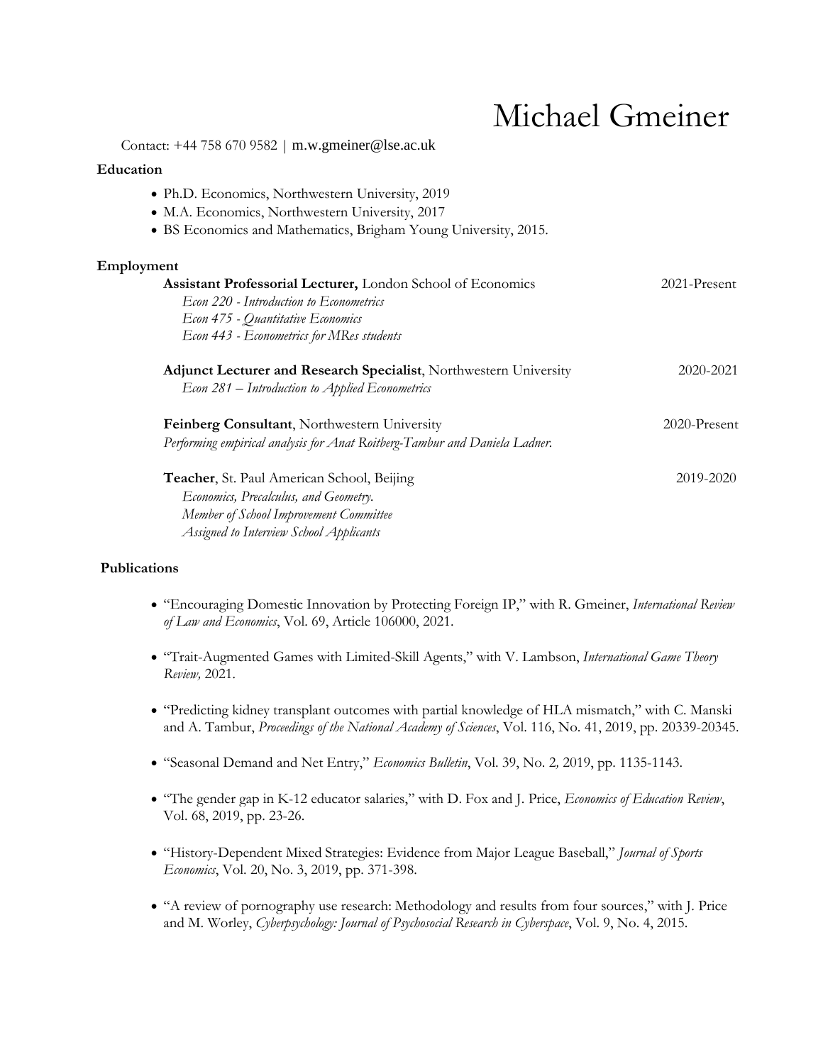# Michael Gmeiner

Contact: +44 758 670 9582 | m.w.gmeiner@lse.ac.uk

## Education

- Ph.D. Economics, Northwestern University, 2019
- M.A. Economics, Northwestern University, 2017
- BS Economics and Mathematics, Brigham Young University, 2015.

## Employment

**Assistant Professorial Lecturer,** London School of Economics — 2021-Present

*Econ 220 - Introduction to Econometrics*
*Econ 475 - Quantitative Economics*
*Econ 443 - Econometrics for MRes students*

**Adjunct Lecturer and Research Specialist**, Northwestern University — 2020-2021

*Econ 281 – Introduction to Applied Econometrics*

**Feinberg Consultant**, Northwestern University — 2020-Present

*Performing empirical analysis for Anat Roitberg-Tambur and Daniela Ladner.*

**Teacher**, St. Paul American School, Beijing — 2019-2020

*Economics, Precalculus, and Geometry.*
*Member of School Improvement Committee*
*Assigned to Interview School Applicants*

## Publications

- "Encouraging Domestic Innovation by Protecting Foreign IP," with R. Gmeiner, *International Review of Law and Economics*, Vol. 69, Article 106000, 2021.
- "Trait-Augmented Games with Limited-Skill Agents," with V. Lambson, *International Game Theory Review,* 2021.
- "Predicting kidney transplant outcomes with partial knowledge of HLA mismatch," with C. Manski and A. Tambur, *Proceedings of the National Academy of Sciences*, Vol. 116, No. 41, 2019, pp. 20339-20345.
- "Seasonal Demand and Net Entry," *Economics Bulletin*, Vol. 39, No. 2*,* 2019, pp. 1135-1143.
- "The gender gap in K-12 educator salaries," with D. Fox and J. Price, *Economics of Education Review*, Vol. 68, 2019, pp. 23-26.
- "History-Dependent Mixed Strategies: Evidence from Major League Baseball," *Journal of Sports Economics*, Vol. 20, No. 3, 2019, pp. 371-398.
- "A review of pornography use research: Methodology and results from four sources," with J. Price and M. Worley, *Cyberpsychology: Journal of Psychosocial Research in Cyberspace*, Vol. 9, No. 4, 2015.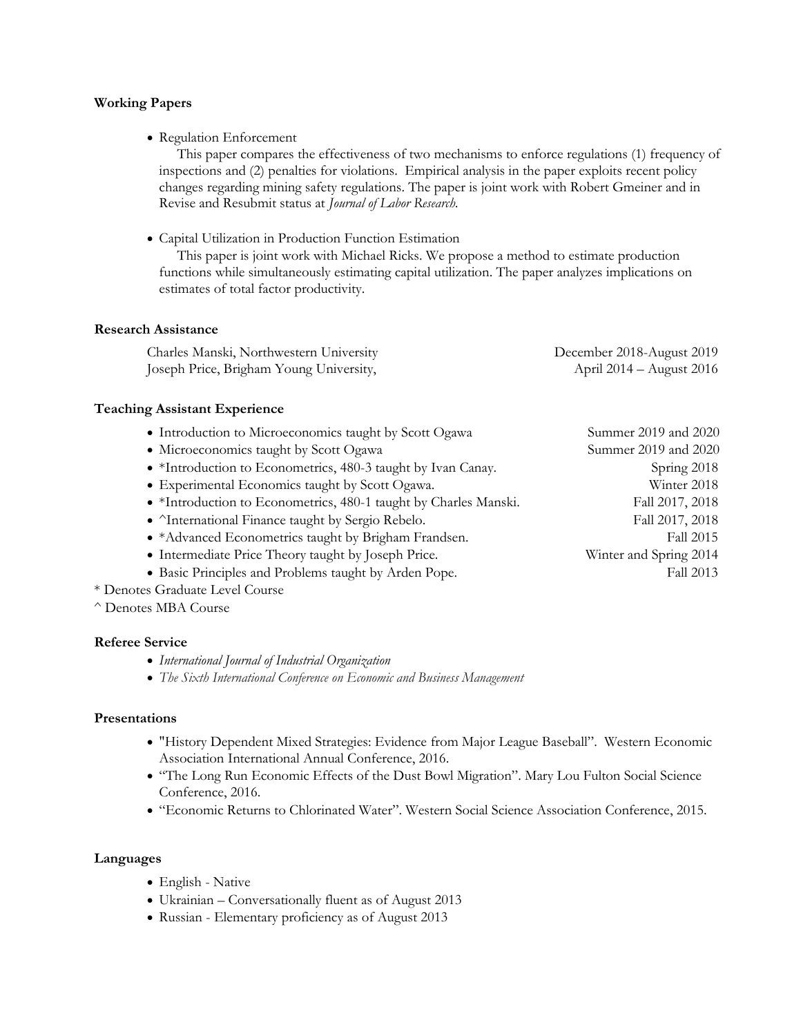**Working Papers**

- Regulation Enforcement
  This paper compares the effectiveness of two mechanisms to enforce regulations (1) frequency of inspections and (2) penalties for violations. Empirical analysis in the paper exploits recent policy changes regarding mining safety regulations. The paper is joint work with Robert Gmeiner and in Revise and Resubmit status at *Journal of Labor Research.*

- Capital Utilization in Production Function Estimation
  This paper is joint work with Michael Ricks. We propose a method to estimate production functions while simultaneously estimating capital utilization. The paper analyzes implications on estimates of total factor productivity.

**Research Assistance**

| | |
|---|---|
| Charles Manski, Northwestern University | December 2018-August 2019 |
| Joseph Price, Brigham Young University, | April 2014 – August 2016 |

**Teaching Assistant Experience**

| | |
|---|---|
| • Introduction to Microeconomics taught by Scott Ogawa | Summer 2019 and 2020 |
| • Microeconomics taught by Scott Ogawa | Summer 2019 and 2020 |
| • *Introduction to Econometrics, 480-3 taught by Ivan Canay. | Spring 2018 |
| • Experimental Economics taught by Scott Ogawa. | Winter 2018 |
| • *Introduction to Econometrics, 480-1 taught by Charles Manski. | Fall 2017, 2018 |
| • ^International Finance taught by Sergio Rebelo. | Fall 2017, 2018 |
| • *Advanced Econometrics taught by Brigham Frandsen. | Fall 2015 |
| • Intermediate Price Theory taught by Joseph Price. | Winter and Spring 2014 |
| • Basic Principles and Problems taught by Arden Pope. | Fall 2013 |

\* Denotes Graduate Level Course
^ Denotes MBA Course

**Referee Service**

- *International Journal of Industrial Organization*
- *The Sixth International Conference on Economic and Business Management*

**Presentations**

- "History Dependent Mixed Strategies: Evidence from Major League Baseball". Western Economic Association International Annual Conference, 2016.
- "The Long Run Economic Effects of the Dust Bowl Migration". Mary Lou Fulton Social Science Conference, 2016.
- "Economic Returns to Chlorinated Water". Western Social Science Association Conference, 2015.

**Languages**

- English - Native
- Ukrainian – Conversationally fluent as of August 2013
- Russian - Elementary proficiency as of August 2013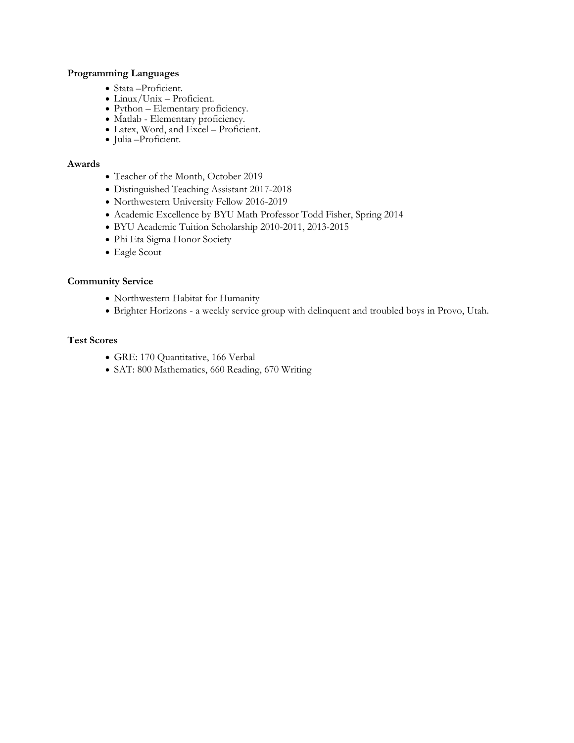**Programming Languages**

- Stata –Proficient.
- Linux/Unix – Proficient.
- Python – Elementary proficiency.
- Matlab - Elementary proficiency.
- Latex, Word, and Excel – Proficient.
- Julia –Proficient.

**Awards**

- Teacher of the Month, October 2019
- Distinguished Teaching Assistant 2017-2018
- Northwestern University Fellow 2016-2019
- Academic Excellence by BYU Math Professor Todd Fisher, Spring 2014
- BYU Academic Tuition Scholarship 2010-2011, 2013-2015
- Phi Eta Sigma Honor Society
- Eagle Scout

**Community Service**

- Northwestern Habitat for Humanity
- Brighter Horizons - a weekly service group with delinquent and troubled boys in Provo, Utah.

**Test Scores**

- GRE: 170 Quantitative, 166 Verbal
- SAT: 800 Mathematics, 660 Reading, 670 Writing